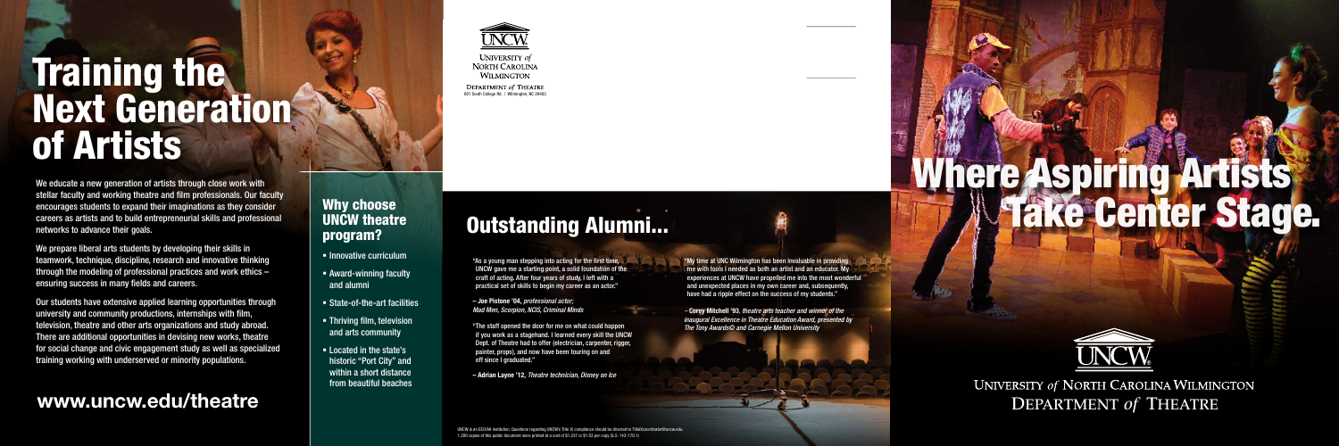# Training the Next Generation of Artists

We educate a new generation of artists through close work with stellar faculty and working theatre and film professionals. Our faculty encourages students to expand their imaginations as they consider careers as artists and to build entrepreneurial skills and professional networks to advance their goals.

We prepare liberal arts students by developing their skills in teamwork, technique, discipline, research and innovative thinking through the modeling of professional practices and work ethics – ensuring success in many fields and careers.

Our students have extensive applied learning opportunities through university and community productions, internships with film, television, theatre and other arts organizations and study abroad. There are additional opportunities in devising new works, theatre for social change and civic engagement study as well as specialized training working with underserved or minority populations.

## www.uncw.edu/theatre

## Why choose UNCW theatre program?

- Innovative curriculum
- Award-winning faculty and alumni
- State-of-the-art facilities
- Thriving film, television and arts community
- Located in the state's historic "Port City" and within a short distance from beautiful beaches

UNCW
University *of* North Carolina Wilmington
Department *of* Theatre
601 South College Rd. | Wilmington, NC 28403

## Outstanding Alumni...

"As a young man stepping into acting for the first time, UNCW gave me a starting point, a solid foundation of the craft of acting. After four years of study, I left with a practical set of skills to begin my career as an actor."

**– Joe Pistone '04**, *professional actor; Mad Men, Scorpion, NCIS, Criminal Minds*

"The staff opened the door for me on what could happen if you work as a stagehand. I learned every skill the UNCW Dept. of Theatre had to offer (electrician, carpenter, rigger, painter, props), and now have been touring on and off since I graduated."

**– Adrian Layne '12**, *Theatre technician, Disney on Ice*

"My time at UNC Wilmington has been invaluable in providing me with tools I needed as both an artist and an educator. My experiences at UNCW have propelled me into the most wonderful and unexpected places in my own career and, subsequently, have had a ripple effect on the success of my students."

– **Corey Mitchell '93**, *theatre arts teacher and winner of the inaugural Excellence in Theatre Education Award, presented by The Tony Awards© and Carnegie Mellon University*

UNCW is an EEO/AA institution. Questions regarding UNCW's Title IX compliance should be directed to TitleIXcoordinator@uncw.edu.
1,200 copies of this public document were printed at a cost of $1,237 or $1.03 per copy (G.S. 143-170.1)

# Where Aspiring Artists Take Center Stage.

UNCW
University *of* North Carolina Wilmington
Department *of* Theatre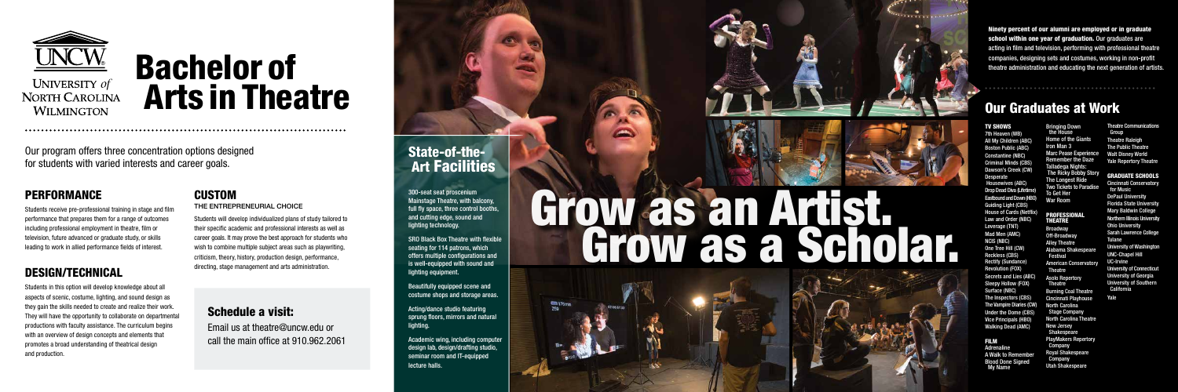UNCW

University *of* North Carolina Wilmington

# Bachelor of Arts in Theatre

Our program offers three concentration options designed for students with varied interests and career goals.

## PERFORMANCE

Students receive pre-professional training in stage and film performance that prepares them for a range of outcomes including professional employment in theatre, film or television, future advanced or graduate study, or skills leading to work in allied performance fields of interest.

## DESIGN/TECHNICAL

Students in this option will develop knowledge about all aspects of scenic, costume, lighting, and sound design as they gain the skills needed to create and realize their work. They will have the opportunity to collaborate on departmental productions with faculty assistance. The curriculum begins with an overview of design concepts and elements that promotes a broad understanding of theatrical design and production.

## CUSTOM

THE ENTREPRENEURIAL CHOICE

Students will develop individualized plans of study tailored to their specific academic and professional interests as well as career goals. It may prove the best approach for students who wish to combine multiple subject areas such as playwriting, criticism, theory, history, production design, performance, directing, stage management and arts administration.

### Schedule a visit:

Email us at theatre@uncw.edu or call the main office at 910.962.2061

## State-of-the-Art Facilities

300-seat seat proscenium Mainstage Theatre, with balcony, full fly space, three control booths, and cutting edge, sound and lighting technology.

SRO Black Box Theatre with flexible seating for 114 patrons, which offers multiple configurations and is well-equipped with sound and lighting equipment.

Beautifully equipped scene and costume shops and storage areas.

Acting/dance studio featuring sprung floors, mirrors and natural lighting.

Academic wing, including computer design lab, design/drafting studio, seminar room and IT-equipped lecture halls.

# Grow as an Artist. Grow as a Scholar.

**Ninety percent of our alumni are employed or in graduate school within one year of graduation.** Our graduates are acting in film and television, performing with professional theatre companies, designing sets and costumes, working in non-profit theatre administration and educating the next generation of artists.

## Our Graduates at Work

**TV SHOWS**

7th Heaven (WB)
All My Children (ABC)
Boston Public (ABC)
Constantine (NBC)
Criminal Minds (CBS)
Dawson's Creek (CW)
Desperate Housewives (ABC)
Drop Dead Diva (Lifetime)
Eastbound and Down (HBO)
Guiding Light (CBS)
House of Cards (Netflix)
Law and Order (NBC)
Leverage (TNT)
Mad Men (AMC)
NCIS (NBC)
One Tree Hill (CW)
Reckless (CBS)
Rectify (Sundance)
Revolution (FOX)
Secrets and Lies (ABC)
Sleepy Hollow (FOX)
Surface (NBC)
The Inspectors (CBS)
The Vampire Diaries (CW)
Under the Dome (CBS)
Vice Principals (HBO)
Walking Dead (AMC)

**FILM**

Adrenaline
A Walk to Remember
Blood Done Signed My Name
Bringing Down the House
Home of the Giants
Iron Man 3
Marc Pease Experience
Remember the Daze
Talladega Nights: The Ricky Bobby Story
The Longest Ride
Two Tickets to Paradise
To Get Her
War Room

**PROFESSIONAL THEATRE**

Broadway
Off-Broadway
Alley Theatre
Alabama Shakespeare Festival
American Conservatory Theatre
Asolo Repertory Theatre
Burning Coal Theatre
Cincinnati Playhouse
North Carolina Stage Company
North Carolina Theatre
New Jersey Shakespeare
PlayMakers Repertory Company
Royal Shakespeare Company
Utah Shakespeare
Theatre Communications Group
Theatre Raleigh
The Public Theatre
Walt Disney World
Yale Repertory Theatre

**GRADUATE SCHOOLS**

Cincinnati Conservatory for Music
DePaul University
Florida State University
Mary Baldwin College
Northern Illinois University
Ohio University
Sarah Lawrence College
Tulane
University of Washington
UNC-Chapel Hill
UC-Irvine
University of Connecticut
University of Georgia
University of Southern California
Yale